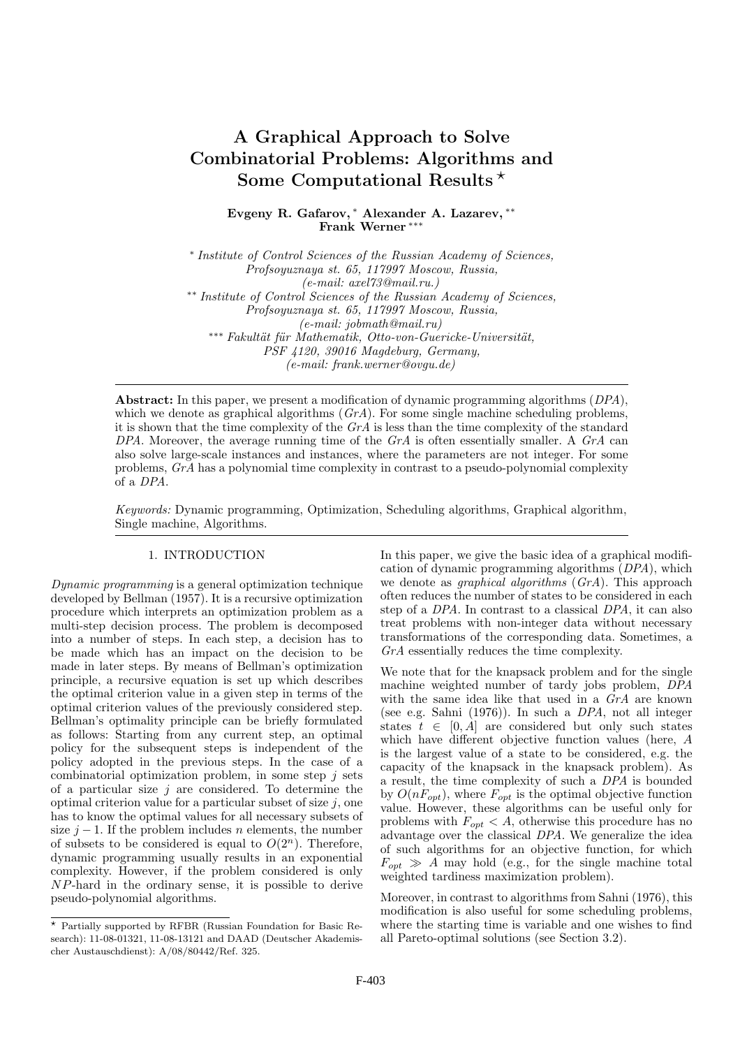# A Graphical Approach to Solve Combinatorial Problems: Algorithms and Some Computational Results [⋆]

**Evgeny R. Gafarov,** [*] **Alexander A. Lazarev,** [**] **Frank Werner** [***]

[*] *Institute of Control Sciences of the Russian Academy of Sciences, Profsoyuznaya st. 65, 117997 Moscow, Russia, (e-mail: axel73@mail.ru.)*
[**] *Institute of Control Sciences of the Russian Academy of Sciences, Profsoyuznaya st. 65, 117997 Moscow, Russia, (e-mail: jobmath@mail.ru)*
[***] *Fakultät für Mathematik, Otto-von-Guericke-Universität, PSF 4120, 39016 Magdeburg, Germany, (e-mail: frank.werner@ovgu.de)*

**Abstract:** In this paper, we present a modification of dynamic programming algorithms (*DPA*), which we denote as graphical algorithms (*GrA*). For some single machine scheduling problems, it is shown that the time complexity of the *GrA* is less than the time complexity of the standard *DPA*. Moreover, the average running time of the *GrA* is often essentially smaller. A *GrA* can also solve large-scale instances and instances, where the parameters are not integer. For some problems, *GrA* has a polynomial time complexity in contrast to a pseudo-polynomial complexity of a *DPA*.

*Keywords:* Dynamic programming, Optimization, Scheduling algorithms, Graphical algorithm, Single machine, Algorithms.

## 1. INTRODUCTION

*Dynamic programming* is a general optimization technique developed by Bellman (1957). It is a recursive optimization procedure which interprets an optimization problem as a multi-step decision process. The problem is decomposed into a number of steps. In each step, a decision has to be made which has an impact on the decision to be made in later steps. By means of Bellman's optimization principle, a recursive equation is set up which describes the optimal criterion value in a given step in terms of the optimal criterion values of the previously considered step. Bellman's optimality principle can be briefly formulated as follows: Starting from any current step, an optimal policy for the subsequent steps is independent of the policy adopted in the previous steps. In the case of a combinatorial optimization problem, in some step $j$ sets of a particular size $j$ are considered. To determine the optimal criterion value for a particular subset of size $j$, one has to know the optimal values for all necessary subsets of size $j-1$. If the problem includes $n$ elements, the number of subsets to be considered is equal to $O(2^n)$. Therefore, dynamic programming usually results in an exponential complexity. However, if the problem considered is only $NP$-hard in the ordinary sense, it is possible to derive pseudo-polynomial algorithms.

In this paper, we give the basic idea of a graphical modification of dynamic programming algorithms (*DPA*), which we denote as *graphical algorithms* (*GrA*). This approach often reduces the number of states to be considered in each step of a *DPA*. In contrast to a classical *DPA*, it can also treat problems with non-integer data without necessary transformations of the corresponding data. Sometimes, a *GrA* essentially reduces the time complexity.

We note that for the knapsack problem and for the single machine weighted number of tardy jobs problem, *DPA* with the same idea like that used in a *GrA* are known (see e.g. Sahni (1976)). In such a *DPA*, not all integer states $t \in [0, A]$ are considered but only such states which have different objective function values (here, $A$ is the largest value of a state to be considered, e.g. the capacity of the knapsack in the knapsack problem). As a result, the time complexity of such a *DPA* is bounded by $O(nF_{opt})$, where $F_{opt}$ is the optimal objective function value. However, these algorithms can be useful only for problems with $F_{opt} < A$, otherwise this procedure has no advantage over the classical *DPA*. We generalize the idea of such algorithms for an objective function, for which $F_{opt} \gg A$ may hold (e.g., for the single machine total weighted tardiness maximization problem).

Moreover, in contrast to algorithms from Sahni (1976), this modification is also useful for some scheduling problems, where the starting time is variable and one wishes to find all Pareto-optimal solutions (see Section 3.2).

[⋆] Partially supported by RFBR (Russian Foundation for Basic Research): 11-08-01321, 11-08-13121 and DAAD (Deutscher Akademischer Austauschdienst): A/08/80442/Ref. 325.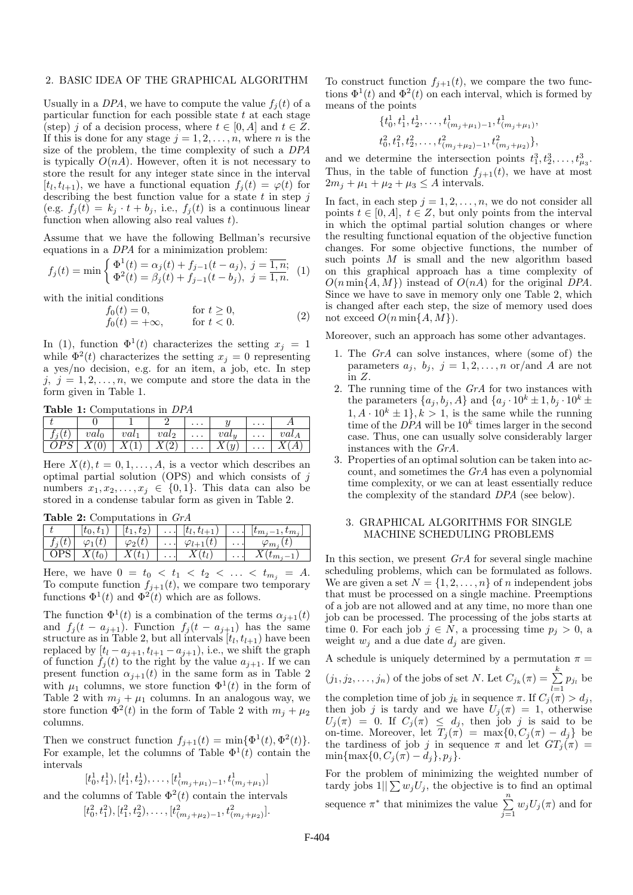## 2. BASIC IDEA OF THE GRAPHICAL ALGORITHM

Usually in a *DPA*, we have to compute the value $f_j(t)$ of a particular function for each possible state $t$ at each stage (step) $j$ of a decision process, where $t \in [0, A]$ and $t \in Z$. If this is done for any stage $j = 1, 2, \ldots, n$, where $n$ is the size of the problem, the time complexity of such a *DPA* is typically $O(nA)$. However, often it is not necessary to store the result for any integer state since in the interval $[t_l, t_{l+1})$, we have a functional equation $f_j(t) = \varphi(t)$ for describing the best function value for a state $t$ in step $j$ (e.g. $f_j(t) = k_j \cdot t + b_j$, i.e., $f_j(t)$ is a continuous linear function when allowing also real values $t$).

Assume that we have the following Bellman's recursive equations in a *DPA* for a minimization problem:

$$f_j(t) = \min \begin{cases} \Phi^1(t) = \alpha_j(t) + f_{j-1}(t - a_j), \; j = \overline{1, n}; \\ \Phi^2(t) = \beta_j(t) + f_{j-1}(t - b_j), \; j = \overline{1, n}. \end{cases} \quad (1)$$

with the initial conditions

$$\begin{array}{ll} f_0(t) = 0, & \text{for } t \geq 0, \\ f_0(t) = +\infty, & \text{for } t < 0. \end{array} \quad (2)$$

In (1), function $\Phi^1(t)$ characterizes the setting $x_j = 1$ while $\Phi^2(t)$ characterizes the setting $x_j = 0$ representing a yes/no decision, e.g. for an item, a job, etc. In step $j$, $j = 1, 2, \ldots, n$, we compute and store the data in the form given in Table 1.

**Table 1:** Computations in *DPA*

| $t$ | $0$ | $1$ | $2$ | $\ldots$ | $y$ | $\ldots$ | $A$ |
|---|---|---|---|---|---|---|---|
| $f_j(t)$ | $val_0$ | $val_1$ | $val_2$ | $\ldots$ | $val_y$ | $\ldots$ | $val_A$ |
| $OPS$ | $X(0)$ | $X(1)$ | $X(2)$ | $\ldots$ | $X(y)$ | $\ldots$ | $X(A)$ |

Here $X(t), t = 0, 1, \ldots, A$, is a vector which describes an optimal partial solution (OPS) and which consists of $j$ numbers $x_1, x_2, \ldots, x_j \in \{0, 1\}$. This data can also be stored in a condense tabular form as given in Table 2.

**Table 2:** Computations in *GrA*

| $t$ | $[t_0, t_1)$ | $[t_1, t_2)$ | $\ldots$ | $[t_l, t_{l+1})$ | $\ldots$ | $[t_{m_j-1}, t_{m_j}]$ |
|---|---|---|---|---|---|---|
| $f_j(t)$ | $\varphi_1(t)$ | $\varphi_2(t)$ | $\ldots$ | $\varphi_{l+1}(t)$ | $\ldots$ | $\varphi_{m_j}(t)$ |
| OPS | $X(t_0)$ | $X(t_1)$ | $\ldots$ | $X(t_l)$ | $\ldots$ | $X(t_{m_j-1})$ |

Here, we have $0 = t_0 < t_1 < t_2 < \ldots < t_{m_j} = A$. To compute function $f_{j+1}(t)$, we compare two temporary functions $\Phi^1(t)$ and $\Phi^2(t)$ which are as follows.

The function $\Phi^1(t)$ is a combination of the terms $\alpha_{j+1}(t)$ and $f_j(t - a_{j+1})$. Function $f_j(t - a_{j+1})$ has the same structure as in Table 2, but all intervals $[t_l, t_{l+1})$ have been replaced by $[t_l - a_{j+1}, t_{l+1} - a_{j+1})$, i.e., we shift the graph of function $f_j(t)$ to the right by the value $a_{j+1}$. If we can present function $\alpha_{j+1}(t)$ in the same form as in Table 2 with $\mu_1$ columns, we store function $\Phi^1(t)$ in the form of Table 2 with $m_j + \mu_1$ columns. In an analogous way, we store function $\Phi^2(t)$ in the form of Table 2 with $m_j + \mu_2$ columns.

Then we construct function $f_{j+1}(t) = \min\{\Phi^1(t), \Phi^2(t)\}$. For example, let the columns of Table $\Phi^1(t)$ contain the intervals

$$[t_0^1, t_1^1), [t_1^1, t_2^1), \ldots, [t^1_{(m_j+\mu_1)-1}, t^1_{(m_j+\mu_1)}]$$

and the columns of Table $\Phi^2(t)$ contain the intervals

$$[t_0^2, t_1^2), [t_1^2, t_2^2), \ldots, [t^2_{(m_j+\mu_2)-1}, t^2_{(m_j+\mu_2)}].$$

To construct function $f_{j+1}(t)$, we compare the two functions $\Phi^1(t)$ and $\Phi^2(t)$ on each interval, which is formed by means of the points

$$\{t_0^1, t_1^1, t_2^1, \ldots, t^1_{(m_j+\mu_1)-1}, t^1_{(m_j+\mu_1)},$$
$$t_0^2, t_1^2, t_2^2, \ldots, t^2_{(m_j+\mu_2)-1}, t^2_{(m_j+\mu_2)}\},$$

and we determine the intersection points $t_1^3, t_2^3, \ldots, t_{\mu_3}^3$. Thus, in the table of function $f_{j+1}(t)$, we have at most $2m_j + \mu_1 + \mu_2 + \mu_3 \leq A$ intervals.

In fact, in each step $j = 1, 2, \ldots, n$, we do not consider all points $t \in [0, A]$, $t \in Z$, but only points from the interval in which the optimal partial solution changes or where the resulting functional equation of the objective function changes. For some objective functions, the number of such points $M$ is small and the new algorithm based on this graphical approach has a time complexity of $O(n \min\{A, M\})$ instead of $O(nA)$ for the original *DPA*. Since we have to save in memory only one Table 2, which is changed after each step, the size of memory used does not exceed $O(n \min\{A, M\})$.

Moreover, such an approach has some other advantages.

1. The *GrA* can solve instances, where (some of) the parameters $a_j$, $b_j$, $j = 1, 2, \ldots, n$ or/and $A$ are not in $Z$.
2. The running time of the *GrA* for two instances with the parameters $\{a_j, b_j, A\}$ and $\{a_j \cdot 10^k \pm 1, b_j \cdot 10^k \pm 1, A \cdot 10^k \pm 1\}, k > 1$, is the same while the running time of the *DPA* will be $10^k$ times larger in the second case. Thus, one can usually solve considerably larger instances with the *GrA*.
3. Properties of an optimal solution can be taken into account, and sometimes the *GrA* has even a polynomial time complexity, or we can at least essentially reduce the complexity of the standard *DPA* (see below).

## 3. GRAPHICAL ALGORITHMS FOR SINGLE MACHINE SCHEDULING PROBLEMS

In this section, we present *GrA* for several single machine scheduling problems, which can be formulated as follows. We are given a set $N = \{1, 2, \ldots, n\}$ of $n$ independent jobs that must be processed on a single machine. Preemptions of a job are not allowed and at any time, no more than one job can be processed. The processing of the jobs starts at time 0. For each job $j \in N$, a processing time $p_j > 0$, a weight $w_j$ and a due date $d_j$ are given.

A schedule is uniquely determined by a permutation $\pi = (j_1, j_2, \ldots, j_n)$ of the jobs of set $N$. Let $C_{j_k}(\pi) = \sum_{l=1}^{k} p_{j_l}$ be the completion time of job $j_k$ in sequence $\pi$. If $C_j(\pi) > d_j$, then job $j$ is tardy and we have $U_j(\pi) = 1$, otherwise $U_j(\pi) = 0$. If $C_j(\pi) \leq d_j$, then job $j$ is said to be on-time. Moreover, let $T_j(\pi) = \max\{0, C_j(\pi) - d_j\}$ be the tardiness of job $j$ in sequence $\pi$ and let $GT_j(\pi) = \min\{\max\{0, C_j(\pi) - d_j\}, p_j\}$.

For the problem of minimizing the weighted number of tardy jobs $1||\sum w_j U_j$, the objective is to find an optimal sequence $\pi^*$ that minimizes the value $\sum_{j=1}^{n} w_j U_j(\pi)$ and for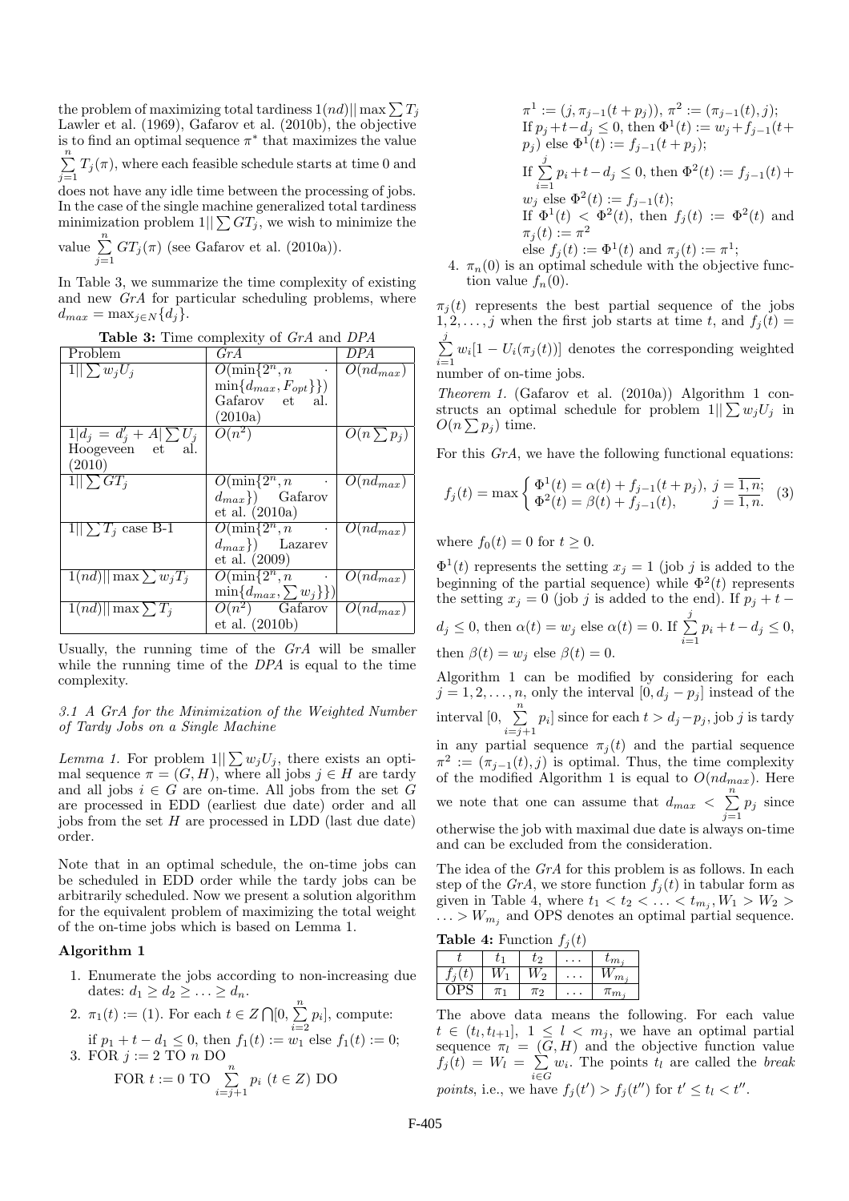the problem of maximizing total tardiness $1(nd)||\max\sum T_j$ Lawler et al. (1969), Gafarov et al. (2010b), the objective is to find an optimal sequence $\pi^*$ that maximizes the value $\sum_{j=1}^{n} T_j(\pi)$, where each feasible schedule starts at time 0 and does not have any idle time between the processing of jobs. In the case of the single machine generalized total tardiness minimization problem $1||\sum GT_j$, we wish to minimize the value $\sum_{j=1}^{n} GT_j(\pi)$ (see Gafarov et al. (2010a)).

In Table 3, we summarize the time complexity of existing and new *GrA* for particular scheduling problems, where $d_{max} = \max_{j\in N}\{d_j\}$.

**Table 3:** Time complexity of *GrA* and *DPA*

| Problem | *GrA* | *DPA* |
|---|---|---|
| $1\|\|\sum w_j U_j$ | $O(\min\{2^n, n \cdot \min\{d_{max}, F_{opt}\}\})$ Gafarov et al. (2010a) | $O(nd_{max})$ |
| $1\|d_j = d_j' + A\|\sum U_j$ Hoogeveen et al. (2010) | $O(n^2)$ | $O(n\sum p_j)$ |
| $1\|\|\sum GT_j$ | $O(\min\{2^n, n \cdot d_{max}\})$ Gafarov et al. (2010a) | $O(nd_{max})$ |
| $1\|\|\sum T_j$ case B-1 | $O(\min\{2^n, n \cdot d_{max}\})$ Lazarev et al. (2009) | $O(nd_{max})$ |
| $1(nd)\|\|\max\sum w_j T_j$ | $O(\min\{2^n, n \cdot \min\{d_{max}, \sum w_j\}\})$ | $O(nd_{max})$ |
| $1(nd)\|\|\max\sum T_j$ | $O(n^2)$ Gafarov et al. (2010b) | $O(nd_{max})$ |

Usually, the running time of the *GrA* will be smaller while the running time of the *DPA* is equal to the time complexity.

### 3.1 A GrA for the Minimization of the Weighted Number of Tardy Jobs on a Single Machine

*Lemma 1.* For problem $1||\sum w_j U_j$, there exists an optimal sequence $\pi = (G, H)$, where all jobs $j \in H$ are tardy and all jobs $i \in G$ are on-time. All jobs from the set $G$ are processed in EDD (earliest due date) order and all jobs from the set $H$ are processed in LDD (last due date) order.

Note that in an optimal schedule, the on-time jobs can be scheduled in EDD order while the tardy jobs can be arbitrarily scheduled. Now we present a solution algorithm for the equivalent problem of maximizing the total weight of the on-time jobs which is based on Lemma 1.

**Algorithm 1**

1. Enumerate the jobs according to non-increasing due dates: $d_1 \geq d_2 \geq \ldots \geq d_n$.
2. $\pi_1(t) := (1)$. For each $t \in Z\bigcap[0, \sum_{i=2}^{n} p_i]$, compute: if $p_1 + t - d_1 \leq 0$, then $f_1(t) := w_1$ else $f_1(t) := 0$;
3. FOR $j := 2$ TO $n$ DO
   FOR $t := 0$ TO $\sum_{i=j+1}^{n} p_i$ $(t \in Z)$ DO
   $\pi^1 := (j, \pi_{j-1}(t + p_j))$, $\pi^2 := (\pi_{j-1}(t), j)$;
   If $p_j + t - d_j \leq 0$, then $\Phi^1(t) := w_j + f_{j-1}(t + p_j)$ else $\Phi^1(t) := f_{j-1}(t + p_j)$;
   If $\sum_{i=1}^{j} p_i + t - d_j \leq 0$, then $\Phi^2(t) := f_{j-1}(t) + w_j$ else $\Phi^2(t) := f_{j-1}(t)$;
   If $\Phi^1(t) < \Phi^2(t)$, then $f_j(t) := \Phi^2(t)$ and $\pi_j(t) := \pi^2$
   else $f_j(t) := \Phi^1(t)$ and $\pi_j(t) := \pi^1$;
4. $\pi_n(0)$ is an optimal schedule with the objective function value $f_n(0)$.

$\pi_j(t)$ represents the best partial sequence of the jobs $1, 2, \ldots, j$ when the first job starts at time $t$, and $f_j(t) = \sum_{i=1}^{j} w_i[1 - U_i(\pi_j(t))]$ denotes the corresponding weighted number of on-time jobs.

*Theorem 1.* (Gafarov et al. (2010a)) Algorithm 1 constructs an optimal schedule for problem $1||\sum w_j U_j$ in $O(n\sum p_j)$ time.

For this *GrA*, we have the following functional equations:

$$f_j(t) = \max \begin{cases} \Phi^1(t) = \alpha(t) + f_{j-1}(t + p_j), & j = \overline{1, n}; \\ \Phi^2(t) = \beta(t) + f_{j-1}(t), & j = \overline{1, n}. \end{cases} \quad (3)$$

where $f_0(t) = 0$ for $t \geq 0$.

$\Phi^1(t)$ represents the setting $x_j = 1$ (job $j$ is added to the beginning of the partial sequence) while $\Phi^2(t)$ represents the setting $x_j = 0$ (job $j$ is added to the end). If $p_j + t - d_j \leq 0$, then $\alpha(t) = w_j$ else $\alpha(t) = 0$. If $\sum_{i=1}^{j} p_i + t - d_j \leq 0$, then $\beta(t) = w_j$ else $\beta(t) = 0$.

Algorithm 1 can be modified by considering for each $j = 1, 2, \ldots, n$, only the interval $[0, d_j - p_j]$ instead of the interval $[0, \sum_{i=j+1}^{n} p_i]$ since for each $t > d_j - p_j$, job $j$ is tardy in any partial sequence $\pi_j(t)$ and the partial sequence $\pi^2 := (\pi_{j-1}(t), j)$ is optimal. Thus, the time complexity of the modified Algorithm 1 is equal to $O(nd_{max})$. Here we note that one can assume that $d_{max} < \sum_{j=1}^{n} p_j$ since otherwise the job with maximal due date is always on-time and can be excluded from the consideration.

The idea of the *GrA* for this problem is as follows. In each step of the *GrA*, we store function $f_j(t)$ in tabular form as given in Table 4, where $t_1 < t_2 < \ldots < t_{m_j}, W_1 > W_2 > \ldots > W_{m_j}$ and OPS denotes an optimal partial sequence.

**Table 4:** Function $f_j(t)$

| $t$ | $t_1$ | $t_2$ | $\ldots$ | $t_{m_j}$ |
|---|---|---|---|---|
| $f_j(t)$ | $W_1$ | $W_2$ | $\ldots$ | $W_{m_j}$ |
| OPS | $\pi_1$ | $\pi_2$ | $\ldots$ | $\pi_{m_j}$ |

The above data means the following. For each value $t \in (t_l, t_{l+1}]$, $1 \leq l < m_j$, we have an optimal partial sequence $\pi_l = (G, H)$ and the objective function value $f_j(t) = W_l = \sum_{i\in G} w_i$. The points $t_l$ are called the *break points*, i.e., we have $f_j(t') > f_j(t'')$ for $t' \leq t_l < t''$.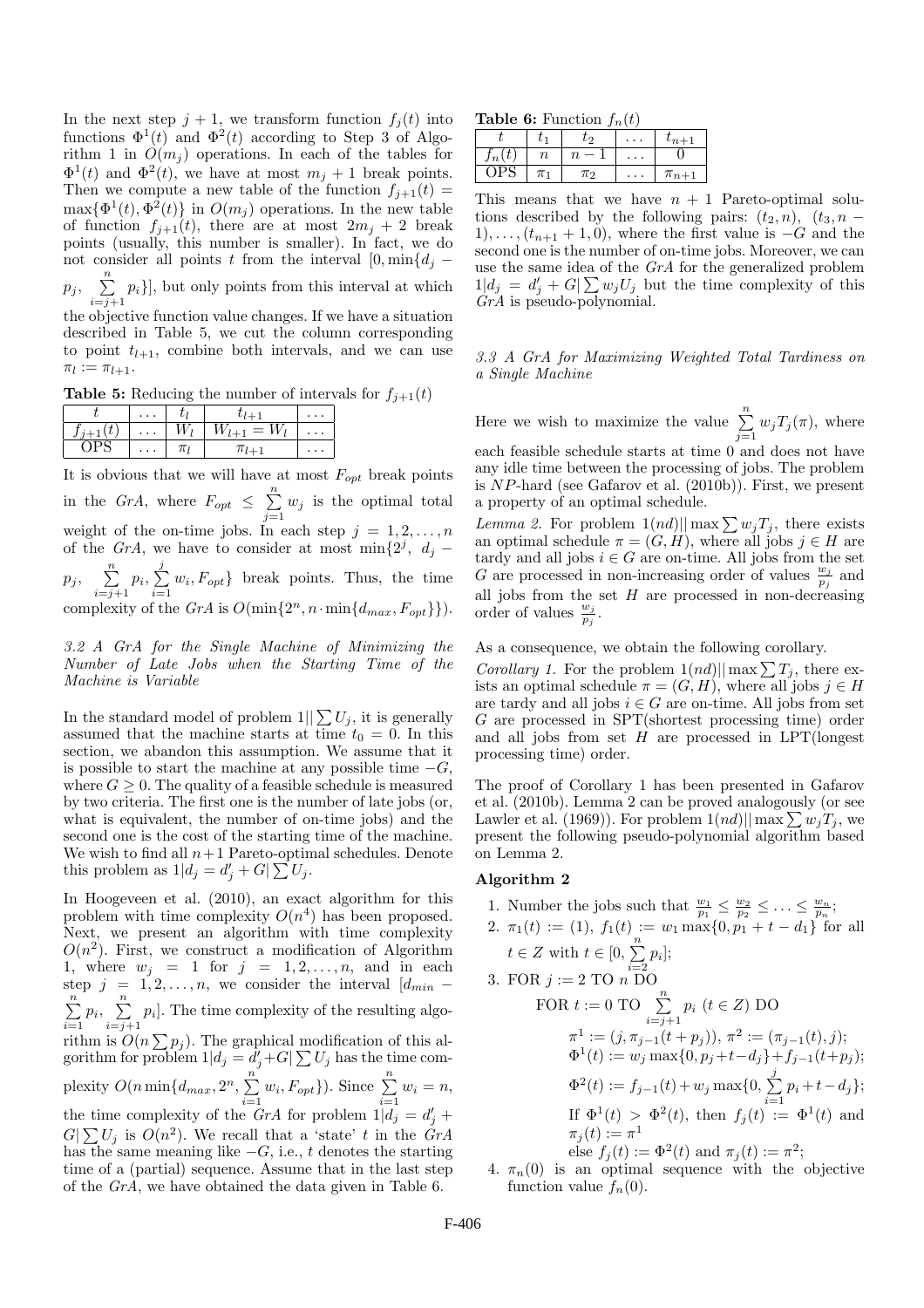In the next step $j+1$, we transform function $f_j(t)$ into functions $\Phi^1(t)$ and $\Phi^2(t)$ according to Step 3 of Algorithm 1 in $O(m_j)$ operations. In each of the tables for $\Phi^1(t)$ and $\Phi^2(t)$, we have at most $m_j+1$ break points. Then we compute a new table of the function $f_{j+1}(t) = \max\{\Phi^1(t), \Phi^2(t)\}$ in $O(m_j)$ operations. In the new table of function $f_{j+1}(t)$, there are at most $2m_j+2$ break points (usually, this number is smaller). In fact, we do not consider all points $t$ from the interval $[0, \min\{d_j - p_j, \sum_{i=j+1}^{n} p_i\}]$, but only points from this interval at which the objective function value changes. If we have a situation described in Table 5, we cut the column corresponding to point $t_{l+1}$, combine both intervals, and we can use $\pi_l := \pi_{l+1}$.

**Table 5:** Reducing the number of intervals for $f_{j+1}(t)$

| $t$ | $\dots$ | $t_l$ | $t_{l+1}$ | $\dots$ |
|---|---|---|---|---|
| $f_{j+1}(t)$ | $\dots$ | $W_l$ | $W_{l+1} = W_l$ | $\dots$ |
| OPS | $\dots$ | $\pi_l$ | $\pi_{l+1}$ | $\dots$ |

It is obvious that we will have at most $F_{opt}$ break points in the *GrA*, where $F_{opt} \leq \sum_{j=1}^{n} w_j$ is the optimal total weight of the on-time jobs. In each step $j = 1, 2, \dots, n$ of the *GrA*, we have to consider at most $\min\{2^j, d_j - p_j, \sum_{i=j+1}^{n} p_i, \sum_{i=1}^{j} w_i, F_{opt}\}$ break points. Thus, the time complexity of the *GrA* is $O(\min\{2^n, n \cdot \min\{d_{max}, F_{opt}\}\})$.

### *3.2 A GrA for the Single Machine of Minimizing the Number of Late Jobs when the Starting Time of the Machine is Variable*

In the standard model of problem $1||\sum U_j$, it is generally assumed that the machine starts at time $t_0 = 0$. In this section, we abandon this assumption. We assume that it is possible to start the machine at any possible time $-G$, where $G \geq 0$. The quality of a feasible schedule is measured by two criteria. The first one is the number of late jobs (or, what is equivalent, the number of on-time jobs) and the second one is the cost of the starting time of the machine. We wish to find all $n+1$ Pareto-optimal schedules. Denote this problem as $1|d_j = d'_j + G|\sum U_j$.

In Hoogeveen et al. (2010), an exact algorithm for this problem with time complexity $O(n^4)$ has been proposed. Next, we present an algorithm with time complexity $O(n^2)$. First, we construct a modification of Algorithm 1, where $w_j = 1$ for $j = 1, 2, \dots, n$, and in each step $j = 1, 2, \dots, n$, we consider the interval $[d_{min} - \sum_{i=1}^{n} p_i, \sum_{i=j+1}^{n} p_i]$. The time complexity of the resulting algorithm is $O(n \sum p_j)$. The graphical modification of this algorithm for problem $1|d_j = d'_j + G|\sum U_j$ has the time complexity $O(n \min\{d_{max}, 2^n, \sum_{i=1}^{n} w_i, F_{opt}\})$. Since $\sum_{i=1}^{n} w_i = n$, the time complexity of the *GrA* for problem $1|d_j = d'_j + G|\sum U_j$ is $O(n^2)$. We recall that a 'state' $t$ in the *GrA* has the same meaning like $-G$, i.e., $t$ denotes the starting time of a (partial) sequence. Assume that in the last step of the *GrA*, we have obtained the data given in Table 6.

**Table 6:** Function $f_n(t)$

| $t$ | $t_1$ | $t_2$ | $\dots$ | $t_{n+1}$ |
|---|---|---|---|---|
| $f_n(t)$ | $n$ | $n-1$ | $\dots$ | $0$ |
| OPS | $\pi_1$ | $\pi_2$ | $\dots$ | $\pi_{n+1}$ |

This means that we have $n+1$ Pareto-optimal solutions described by the following pairs: $(t_2, n)$, $(t_3, n-1), \dots, (t_{n+1}+1, 0)$, where the first value is $-G$ and the second one is the number of on-time jobs. Moreover, we can use the same idea of the *GrA* for the generalized problem $1|d_j = d'_j + G|\sum w_j U_j$ but the time complexity of this *GrA* is pseudo-polynomial.

### *3.3 A GrA for Maximizing Weighted Total Tardiness on a Single Machine*

Here we wish to maximize the value $\sum_{j=1}^{n} w_j T_j(\pi)$, where each feasible schedule starts at time 0 and does not have any idle time between the processing of jobs. The problem is $NP$-hard (see Gafarov et al. (2010b)). First, we present a property of an optimal schedule.

*Lemma 2.* For problem $1(nd)||\max \sum w_j T_j$, there exists an optimal schedule $\pi = (G, H)$, where all jobs $j \in H$ are tardy and all jobs $i \in G$ are on-time. All jobs from the set $G$ are processed in non-increasing order of values $\frac{w_j}{p_j}$ and all jobs from the set $H$ are processed in non-decreasing order of values $\frac{w_j}{p_j}$.

As a consequence, we obtain the following corollary.

*Corollary 1.* For the problem $1(nd)||\max \sum T_j$, there exists an optimal schedule $\pi = (G, H)$, where all jobs $j \in H$ are tardy and all jobs $i \in G$ are on-time. All jobs from set $G$ are processed in SPT(shortest processing time) order and all jobs from set $H$ are processed in LPT(longest processing time) order.

The proof of Corollary 1 has been presented in Gafarov et al. (2010b). Lemma 2 can be proved analogously (or see Lawler et al. (1969)). For problem $1(nd)||\max \sum w_j T_j$, we present the following pseudo-polynomial algorithm based on Lemma 2.

#### Algorithm 2

1. Number the jobs such that $\frac{w_1}{p_1} \leq \frac{w_2}{p_2} \leq \dots \leq \frac{w_n}{p_n}$;
2. $\pi_1(t) := (1)$, $f_1(t) := w_1 \max\{0, p_1 + t - d_1\}$ for all $t \in Z$ with $t \in [0, \sum_{i=2}^{n} p_i]$;
3. FOR $j := 2$ TO $n$ DO
   
   FOR $t := 0$ TO $\sum_{i=j+1}^{n} p_i$ $(t \in Z)$ DO
   
   $\pi^1 := (j, \pi_{j-1}(t + p_j))$, $\pi^2 := (\pi_{j-1}(t), j)$;
   
   $\Phi^1(t) := w_j \max\{0, p_j + t - d_j\} + f_{j-1}(t + p_j)$;
   
   $\Phi^2(t) := f_{j-1}(t) + w_j \max\{0, \sum_{i=1}^{j} p_i + t - d_j\}$;
   
   If $\Phi^1(t) > \Phi^2(t)$, then $f_j(t) := \Phi^1(t)$ and $\pi_j(t) := \pi^1$
   
   else $f_j(t) := \Phi^2(t)$ and $\pi_j(t) := \pi^2$;
4. $\pi_n(0)$ is an optimal sequence with the objective function value $f_n(0)$.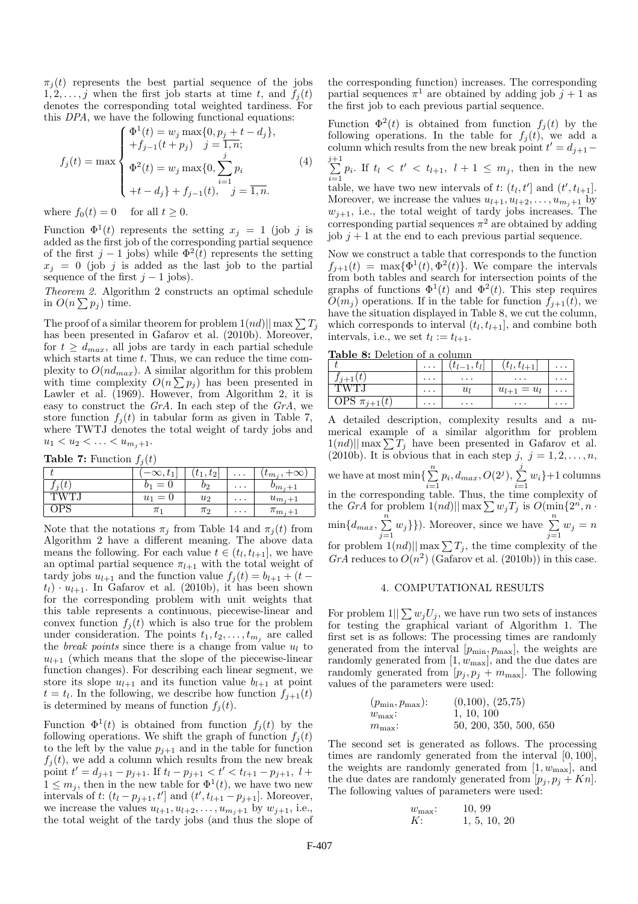$\pi_j(t)$ represents the best partial sequence of the jobs $1, 2, \ldots, j$ when the first job starts at time $t$, and $f_j(t)$ denotes the corresponding total weighted tardiness. For this *DPA*, we have the following functional equations:

$$f_j(t) = \max \begin{cases} \Phi^1(t) = w_j \max\{0, p_j + t - d_j\}, \\ +f_{j-1}(t + p_j) \quad j = \overline{1, n}; \\ \Phi^2(t) = w_j \max\{0, \sum_{i=1}^{j} p_i \\ +t - d_j\} + f_{j-1}(t), \quad j = \overline{1, n}. \end{cases} \tag{4}$$

where $f_0(t) = 0 \quad$ for all $t \geq 0$.

Function $\Phi^1(t)$ represents the setting $x_j = 1$ (job $j$ is added as the first job of the corresponding partial sequence of the first $j-1$ jobs) while $\Phi^2(t)$ represents the setting $x_j = 0$ (job $j$ is added as the last job to the partial sequence of the first $j-1$ jobs).

*Theorem 2.* Algorithm 2 constructs an optimal schedule in $O(n \sum p_j)$ time.

The proof of a similar theorem for problem $1(nd)||\max \sum T_j$ has been presented in Gafarov et al. (2010b). Moreover, for $t \geq d_{max}$, all jobs are tardy in each partial schedule which starts at time $t$. Thus, we can reduce the time complexity to $O(nd_{max})$. A similar algorithm for this problem with time complexity $O(n \sum p_j)$ has been presented in Lawler et al. (1969). However, from Algorithm 2, it is easy to construct the *GrA*. In each step of the *GrA*, we store function $f_j(t)$ in tabular form as given in Table 7, where TWTJ denotes the total weight of tardy jobs and $u_1 < u_2 < \ldots < u_{m_j+1}$.

**Table 7:** Function $f_j(t)$

| $t$ | $(-\infty, t_1]$ | $(t_1, t_2]$ | $\ldots$ | $(t_{m_j}, +\infty)$ |
|---|---|---|---|---|
| $f_j(t)$ | $b_1 = 0$ | $b_2$ | $\ldots$ | $b_{m_j+1}$ |
| TWTJ | $u_1 = 0$ | $u_2$ | $\ldots$ | $u_{m_j+1}$ |
| OPS | $\pi_1$ | $\pi_2$ | $\ldots$ | $\pi_{m_j+1}$ |

Note that the notations $\pi_j$ from Table 14 and $\pi_j(t)$ from Algorithm 2 have a different meaning. The above data means the following. For each value $t \in (t_l, t_{l+1}]$, we have an optimal partial sequence $\pi_{l+1}$ with the total weight of tardy jobs $u_{l+1}$ and the function value $f_j(t) = b_{l+1} + (t - t_l) \cdot u_{l+1}$. In Gafarov et al. (2010b), it has been shown for the corresponding problem with unit weights that this table represents a continuous, piecewise-linear and convex function $f_j(t)$ which is also true for the problem under consideration. The points $t_1, t_2, \ldots, t_{m_j}$ are called the *break points* since there is a change from value $u_l$ to $u_{l+1}$ (which means that the slope of the piecewise-linear function changes). For describing each linear segment, we store its slope $u_{l+1}$ and its function value $b_{l+1}$ at point $t = t_l$. In the following, we describe how function $f_{j+1}(t)$ is determined by means of function $f_j(t)$.

Function $\Phi^1(t)$ is obtained from function $f_j(t)$ by the following operations. We shift the graph of function $f_j(t)$ to the left by the value $p_{j+1}$ and in the table for function $f_j(t)$, we add a column which results from the new break point $t' = d_{j+1} - p_{j+1}$. If $t_l - p_{j+1} < t' < t_{l+1} - p_{j+1}$, $l + 1 \leq m_j$, then in the new table for $\Phi^1(t)$, we have two new intervals of $t$: $(t_l - p_{j+1}, t']$ and $(t', t_{l+1} - p_{j+1}]$. Moreover, we increase the values $u_{l+1}, u_{l+2}, \ldots, u_{m_j+1}$ by $w_{j+1}$, i.e., the total weight of the tardy jobs (and thus the slope of the corresponding function) increases. The corresponding partial sequences $\pi^1$ are obtained by adding job $j+1$ as the first job to each previous partial sequence.

Function $\Phi^2(t)$ is obtained from function $f_j(t)$ by the following operations. In the table for $f_j(t)$, we add a column which results from the new break point $t' = d_{j+1} - \sum_{i=1}^{j+1} p_i$. If $t_l < t' < t_{l+1}$, $l + 1 \leq m_j$, then in the new table, we have two new intervals of $t$: $(t_l, t']$ and $(t', t_{l+1}]$. Moreover, we increase the values $u_{l+1}, u_{l+2}, \ldots, u_{m_j+1}$ by $w_{j+1}$, i.e., the total weight of tardy jobs increases. The corresponding partial sequences $\pi^2$ are obtained by adding job $j+1$ at the end to each previous partial sequence.

Now we construct a table that corresponds to the function $f_{j+1}(t) = \max\{\Phi^1(t), \Phi^2(t)\}$. We compare the intervals from both tables and search for intersection points of the graphs of functions $\Phi^1(t)$ and $\Phi^2(t)$. This step requires $O(m_j)$ operations. If in the table for function $f_{j+1}(t)$, we have the situation displayed in Table 8, we cut the column, which corresponds to interval $(t_l, t_{l+1}]$, and combine both intervals, i.e., we set $t_l := t_{l+1}$.

**Table 8:** Deletion of a column

| $t$ | $\ldots$ | $(t_{l-1}, t_l]$ | $(t_l, t_{l+1}]$ | $\ldots$ |
|---|---|---|---|---|
| $f_{j+1}(t)$ | $\ldots$ | $\ldots$ | $\ldots$ | $\ldots$ |
| TWTJ | $\ldots$ | $u_l$ | $u_{l+1} = u_l$ | $\ldots$ |
| OPS $\pi_{j+1}(t)$ | $\ldots$ | $\ldots$ | $\ldots$ | $\ldots$ |

A detailed description, complexity results and a numerical example of a similar algorithm for problem $1(nd)||\max \sum T_j$ have been presented in Gafarov et al. (2010b). It is obvious that in each step $j$, $j = 1, 2, \ldots, n$, we have at most $\min\{\sum_{i=1}^{n} p_i, d_{max}, O(2^j), \sum_{i=1}^{j} w_i\}+1$ columns in the corresponding table. Thus, the time complexity of the *GrA* for problem $1(nd)||\max \sum w_j T_j$ is $O(\min\{2^n, n \cdot \min\{d_{max}, \sum_{j=1}^{n} w_j\}\})$. Moreover, since we have $\sum_{j=1}^{n} w_j = n$ for problem $1(nd)||\max \sum T_j$, the time complexity of the *GrA* reduces to $O(n^2)$ (Gafarov et al. (2010b)) in this case.

## 4. COMPUTATIONAL RESULTS

For problem $1||\sum w_j U_j$, we have run two sets of instances for testing the graphical variant of Algorithm 1. The first set is as follows: The processing times are randomly generated from the interval $[p_{\min}, p_{\max}]$, the weights are randomly generated from $[1, w_{\max}]$, and the due dates are randomly generated from $[p_j, p_j + m_{\max}]$. The following values of the parameters were used:

$(p_{\min}, p_{\max})$: (0,100), (25,75)
$w_{\max}$: 1, 10, 100
$m_{\max}$: 50, 200, 350, 500, 650

The second set is generated as follows. The processing times are randomly generated from the interval $[0, 100]$, the weights are randomly generated from $[1, w_{\max}]$, and the due dates are randomly generated from $[p_j, p_j + Kn]$. The following values of parameters were used:

$w_{\max}$: 10, 99
$K$: 1, 5, 10, 20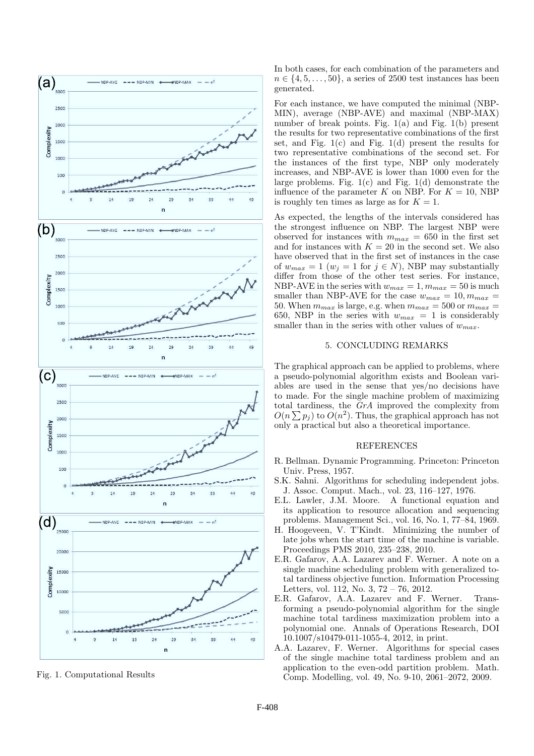(a)

NBP-AVE NBP-MIN NBP-MAX $n^2$

3000
2500
2000
1500
1000
500
0

Complexity

4 9 14 19 24 29 34 39 44 49

n

(b)

NBP-AVE NBP-MIN NBP-MAX $n^2$

3000
2500
2000
1500
1000
500
0

Complexity

4 9 14 19 24 29 34 39 44 49

n

(c)

NBP-AVE NBP-MIN NBP-MAX $n^2$

3000
2500
2000
1500
1000
500
0

Complexity

4 9 14 19 24 29 34 39 44 49

n

(d)

NBP-AVE NBP-MIN NBP-MAX $n^2$

25000
20000
15000
10000
5000
0

Complexity

4 9 14 19 24 29 34 39 44 49

n

Fig. 1. Computational Results

In both cases, for each combination of the parameters and $n \in \{4, 5, \ldots, 50\}$, a series of 2500 test instances has been generated.

For each instance, we have computed the minimal (NBP-MIN), average (NBP-AVE) and maximal (NBP-MAX) number of break points. Fig. 1(a) and Fig. 1(b) present the results for two representative combinations of the first set, and Fig. 1(c) and Fig. 1(d) present the results for two representative combinations of the second set. For the instances of the first type, NBP only moderately increases, and NBP-AVE is lower than 1000 even for the large problems. Fig. 1(c) and Fig. 1(d) demonstrate the influence of the parameter $K$ on NBP. For $K = 10$, NBP is roughly ten times as large as for $K = 1$.

As expected, the lengths of the intervals considered has the strongest influence on NBP. The largest NBP were observed for instances with $m_{max} = 650$ in the first set and for instances with $K = 20$ in the second set. We also have observed that in the first set of instances in the case of $w_{max} = 1$ ($w_j = 1$ for $j \in N$), NBP may substantially differ from those of the other test series. For instance, NBP-AVE in the series with $w_{max} = 1, m_{max} = 50$ is much smaller than NBP-AVE for the case $w_{max} = 10, m_{max} = 50$. When $m_{max}$ is large, e.g. when $m_{max} = 500$ or $m_{max} = 650$, NBP in the series with $w_{max} = 1$ is considerably smaller than in the series with other values of $w_{max}$.

## 5. CONCLUDING REMARKS

The graphical approach can be applied to problems, where a pseudo-polynomial algorithm exists and Boolean variables are used in the sense that yes/no decisions have to made. For the single machine problem of maximizing total tardiness, the *GrA* improved the complexity from $O(n \sum p_j)$ to $O(n^2)$. Thus, the graphical approach has not only a practical but also a theoretical importance.

## REFERENCES

R. Bellman. Dynamic Programming. Princeton: Princeton Univ. Press, 1957.

S.K. Sahni. Algorithms for scheduling independent jobs. J. Assoc. Comput. Mach., vol. 23, 116–127, 1976.

E.L. Lawler, J.M. Moore. A functional equation and its application to resource allocation and sequencing problems. Management Sci., vol. 16, No. 1, 77–84, 1969.

H. Hoogeveen, V. T'Kindt. Minimizing the number of late jobs when the start time of the machine is variable. Proceedings PMS 2010, 235–238, 2010.

E.R. Gafarov, A.A. Lazarev and F. Werner. A note on a single machine scheduling problem with generalized total tardiness objective function. Information Processing Letters, vol. 112, No. 3, 72 – 76, 2012.

E.R. Gafarov, A.A. Lazarev and F. Werner. Transforming a pseudo-polynomial algorithm for the single machine total tardiness maximization problem into a polynomial one. Annals of Operations Research, DOI 10.1007/s10479-011-1055-4, 2012, in print.

A.A. Lazarev, F. Werner. Algorithms for special cases of the single machine total tardiness problem and an application to the even-odd partition problem. Math. Comp. Modelling, vol. 49, No. 9-10, 2061–2072, 2009.